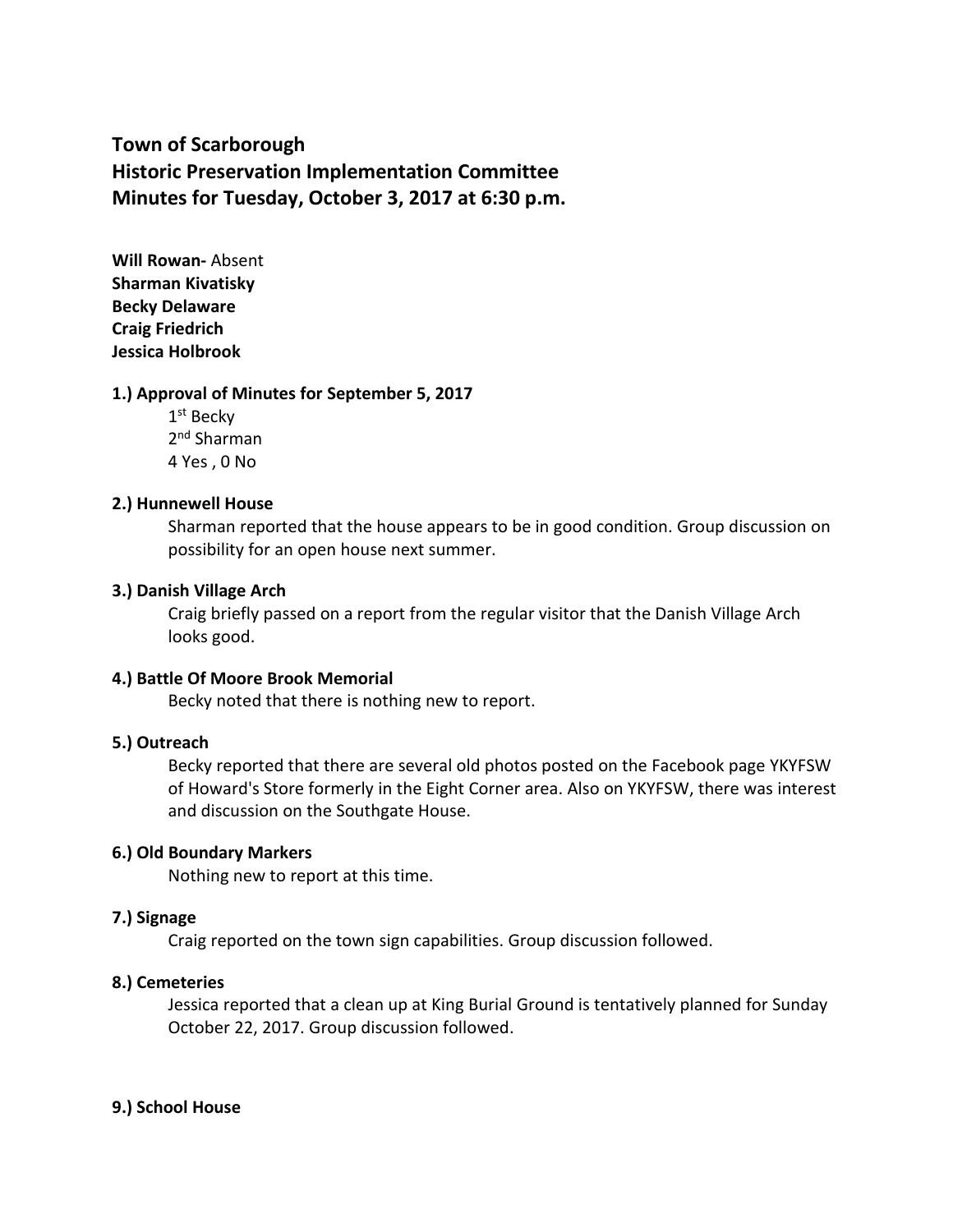# Town of Scarborough
# Historic Preservation Implementation Committee
# Minutes for Tuesday, October 3, 2017 at 6:30 p.m.

**Will Rowan-** Absent
**Sharman Kivatisky**
**Becky Delaware**
**Craig Friedrich**
**Jessica Holbrook**

**1.) Approval of Minutes for September 5, 2017**

1st Becky
2nd Sharman
4 Yes , 0 No

**2.) Hunnewell House**

Sharman reported that the house appears to be in good condition. Group discussion on possibility for an open house next summer.

**3.) Danish Village Arch**

Craig briefly passed on a report from the regular visitor that the Danish Village Arch looks good.

**4.) Battle Of Moore Brook Memorial**

Becky noted that there is nothing new to report.

**5.) Outreach**

Becky reported that there are several old photos posted on the Facebook page YKYFSW of Howard's Store formerly in the Eight Corner area. Also on YKYFSW, there was interest and discussion on the Southgate House.

**6.) Old Boundary Markers**

Nothing new to report at this time.

**7.) Signage**

Craig reported on the town sign capabilities. Group discussion followed.

**8.) Cemeteries**

Jessica reported that a clean up at King Burial Ground is tentatively planned for Sunday October 22, 2017. Group discussion followed.

**9.) School House**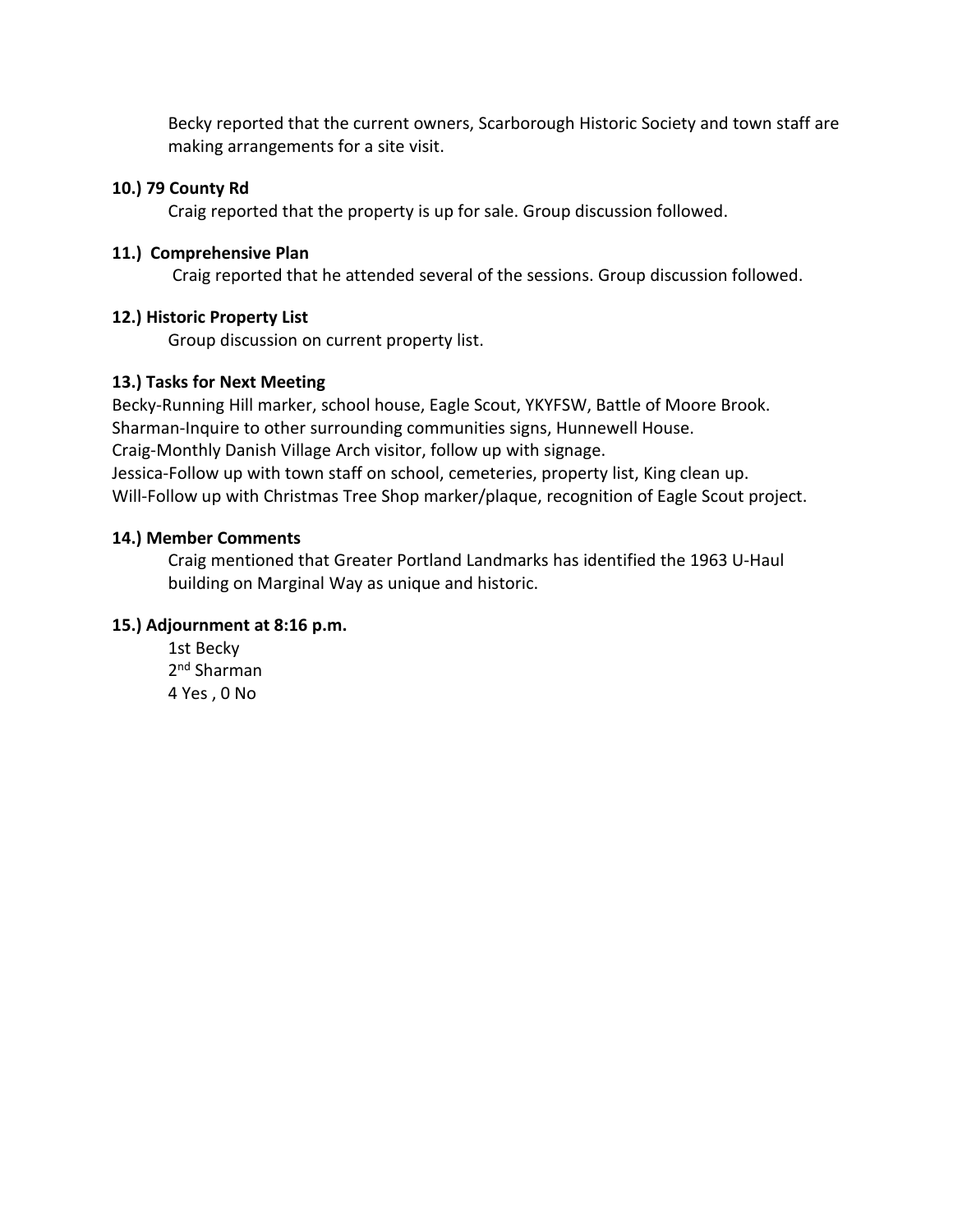Becky reported that the current owners, Scarborough Historic Society and town staff are making arrangements for a site visit.

**10.) 79 County Rd**

Craig reported that the property is up for sale. Group discussion followed.

**11.) Comprehensive Plan**

Craig reported that he attended several of the sessions. Group discussion followed.

**12.) Historic Property List**

Group discussion on current property list.

**13.) Tasks for Next Meeting**

Becky-Running Hill marker, school house, Eagle Scout, YKYFSW, Battle of Moore Brook.
Sharman-Inquire to other surrounding communities signs, Hunnewell House.
Craig-Monthly Danish Village Arch visitor, follow up with signage.
Jessica-Follow up with town staff on school, cemeteries, property list, King clean up.
Will-Follow up with Christmas Tree Shop marker/plaque, recognition of Eagle Scout project.

**14.) Member Comments**

Craig mentioned that Greater Portland Landmarks has identified the 1963 U-Haul building on Marginal Way as unique and historic.

**15.) Adjournment at 8:16 p.m.**

1st Becky
2nd Sharman
4 Yes , 0 No